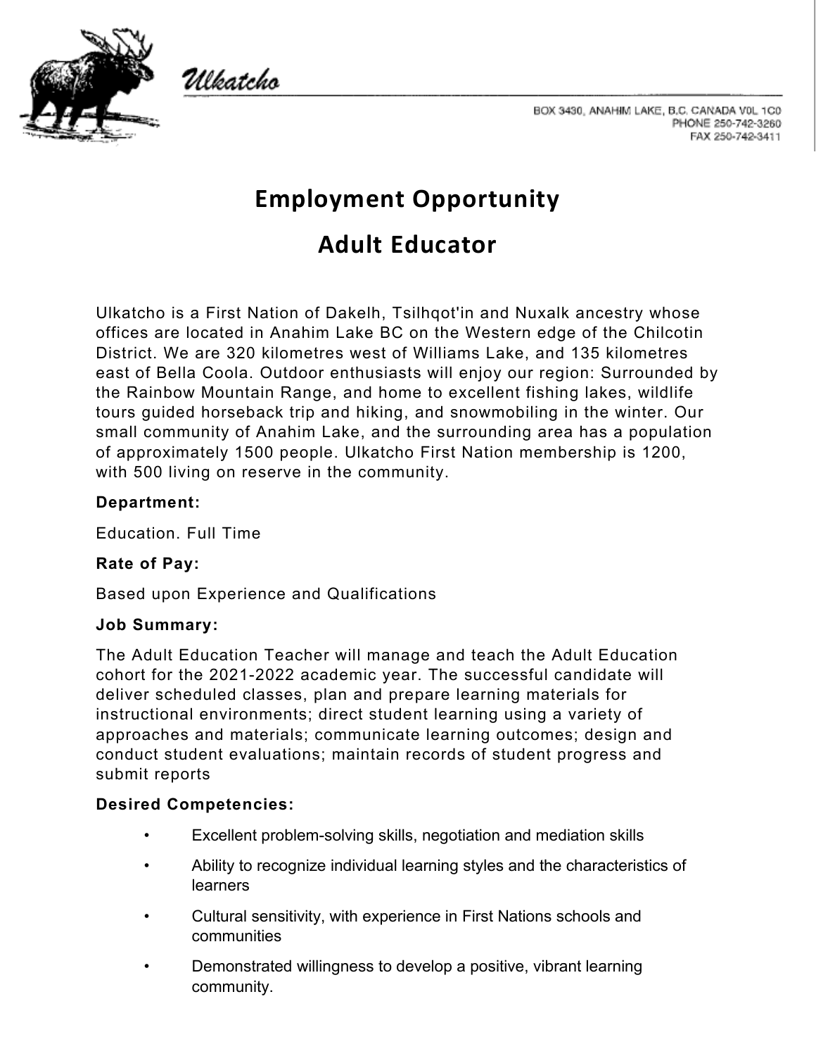Ulkatcho

BOX 3430, ANAHIM LAKE, B.C. CANADA V0L 1C0
PHONE 250-742-3260
FAX 250-742-3411

# Employment Opportunity

# Adult Educator

Ulkatcho is a First Nation of Dakelh, Tsilhqot'in and Nuxalk ancestry whose offices are located in Anahim Lake BC on the Western edge of the Chilcotin District. We are 320 kilometres west of Williams Lake, and 135 kilometres east of Bella Coola. Outdoor enthusiasts will enjoy our region: Surrounded by the Rainbow Mountain Range, and home to excellent fishing lakes, wildlife tours guided horseback trip and hiking, and snowmobiling in the winter. Our small community of Anahim Lake, and the surrounding area has a population of approximately 1500 people. Ulkatcho First Nation membership is 1200, with 500 living on reserve in the community.

**Department:**

Education. Full Time

**Rate of Pay:**

Based upon Experience and Qualifications

**Job Summary:**

The Adult Education Teacher will manage and teach the Adult Education cohort for the 2021-2022 academic year. The successful candidate will deliver scheduled classes, plan and prepare learning materials for instructional environments; direct student learning using a variety of approaches and materials; communicate learning outcomes; design and conduct student evaluations; maintain records of student progress and submit reports

**Desired Competencies:**

- Excellent problem-solving skills, negotiation and mediation skills
- Ability to recognize individual learning styles and the characteristics of learners
- Cultural sensitivity, with experience in First Nations schools and communities
- Demonstrated willingness to develop a positive, vibrant learning community.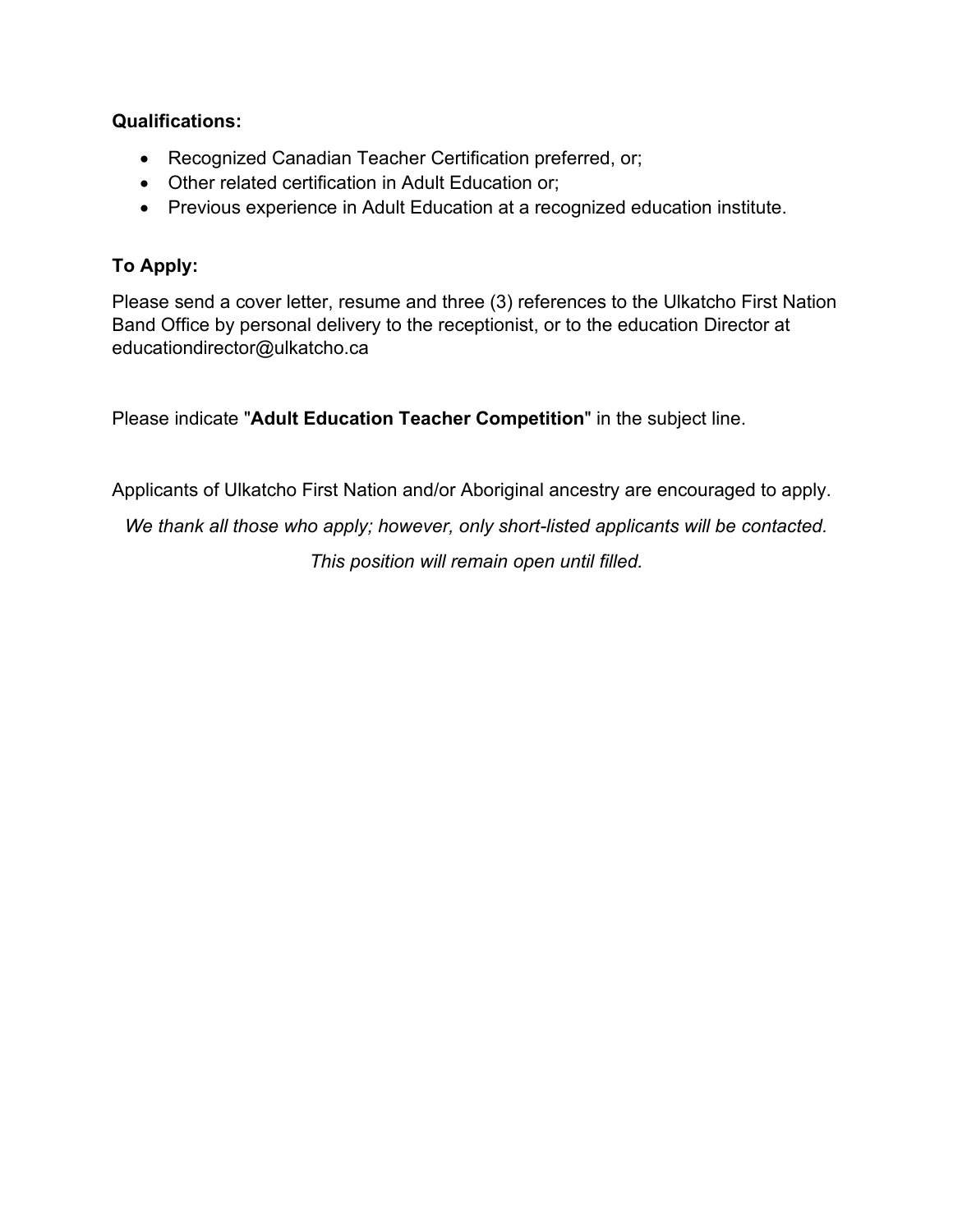**Qualifications:**

- Recognized Canadian Teacher Certification preferred, or;
- Other related certification in Adult Education or;
- Previous experience in Adult Education at a recognized education institute.

**To Apply:**

Please send a cover letter, resume and three (3) references to the Ulkatcho First Nation Band Office by personal delivery to the receptionist, or to the education Director at educationdirector@ulkatcho.ca

Please indicate "**Adult Education Teacher Competition**" in the subject line.

Applicants of Ulkatcho First Nation and/or Aboriginal ancestry are encouraged to apply.

*We thank all those who apply; however, only short-listed applicants will be contacted.*

*This position will remain open until filled.*